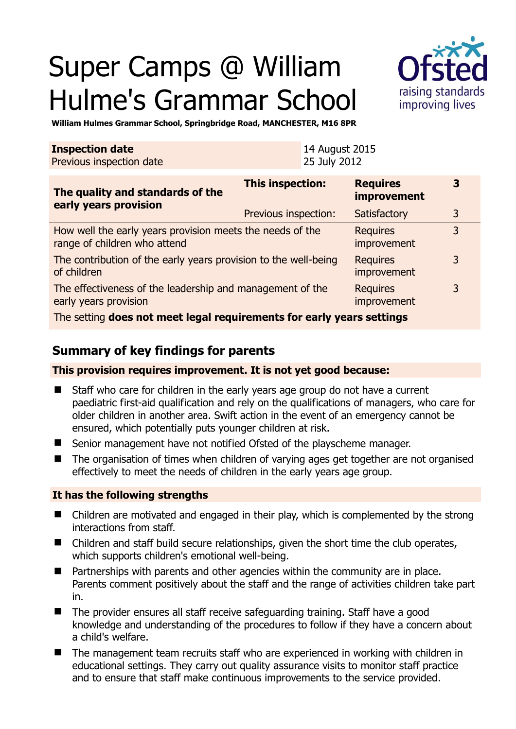# Super Camps @ William Hulme's Grammar School

**William Hulmes Grammar School, Springbridge Road, MANCHESTER, M16 8PR**

| **Inspection date** | 14 August 2015 |
|---|---|
| Previous inspection date | 25 July 2012 |

| **The quality and standards of the early years provision** | **This inspection:** | **Requires improvement** | **3** |
|---|---|---|---|
| | Previous inspection: | Satisfactory | 3 |
| How well the early years provision meets the needs of the range of children who attend | | Requires improvement | 3 |
| The contribution of the early years provision to the well-being of children | | Requires improvement | 3 |
| The effectiveness of the leadership and management of the early years provision | | Requires improvement | 3 |
| The setting **does not meet legal requirements for early years settings** | | | |

## Summary of key findings for parents

**This provision requires improvement. It is not yet good because:**

- Staff who care for children in the early years age group do not have a current paediatric first-aid qualification and rely on the qualifications of managers, who care for older children in another area. Swift action in the event of an emergency cannot be ensured, which potentially puts younger children at risk.
- Senior management have not notified Ofsted of the playscheme manager.
- The organisation of times when children of varying ages get together are not organised effectively to meet the needs of children in the early years age group.

**It has the following strengths**

- Children are motivated and engaged in their play, which is complemented by the strong interactions from staff.
- Children and staff build secure relationships, given the short time the club operates, which supports children's emotional well-being.
- Partnerships with parents and other agencies within the community are in place. Parents comment positively about the staff and the range of activities children take part in.
- The provider ensures all staff receive safeguarding training. Staff have a good knowledge and understanding of the procedures to follow if they have a concern about a child's welfare.
- The management team recruits staff who are experienced in working with children in educational settings. They carry out quality assurance visits to monitor staff practice and to ensure that staff make continuous improvements to the service provided.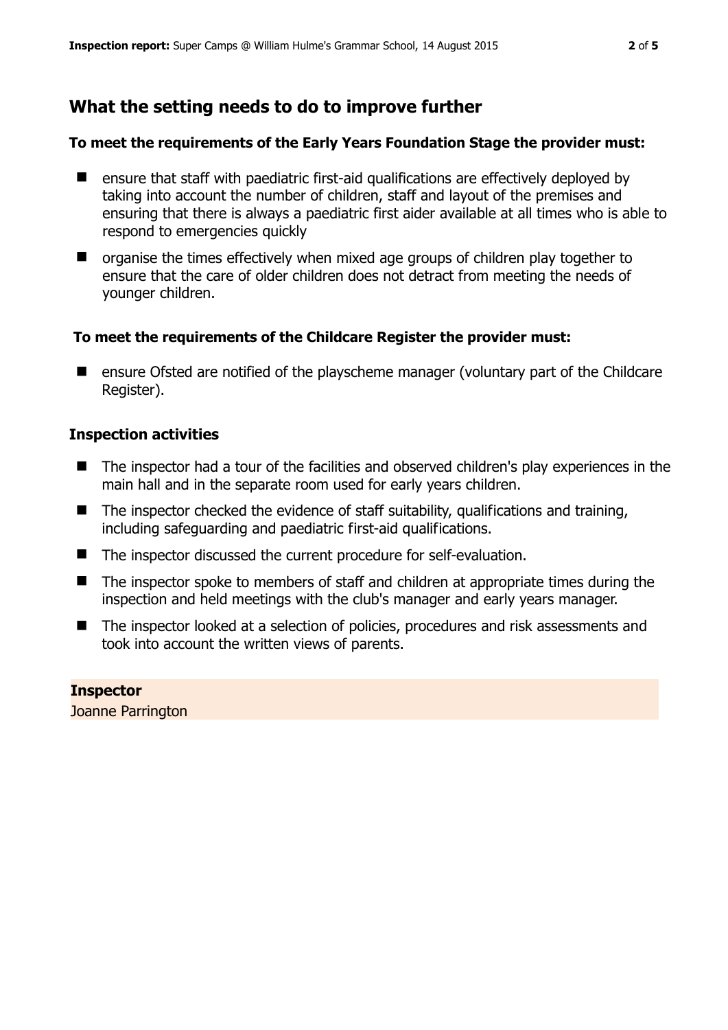## What the setting needs to do to improve further

**To meet the requirements of the Early Years Foundation Stage the provider must:**

- ensure that staff with paediatric first-aid qualifications are effectively deployed by taking into account the number of children, staff and layout of the premises and ensuring that there is always a paediatric first aider available at all times who is able to respond to emergencies quickly
- organise the times effectively when mixed age groups of children play together to ensure that the care of older children does not detract from meeting the needs of younger children.

**To meet the requirements of the Childcare Register the provider must:**

- ensure Ofsted are notified of the playscheme manager (voluntary part of the Childcare Register).

### Inspection activities

- The inspector had a tour of the facilities and observed children's play experiences in the main hall and in the separate room used for early years children.
- The inspector checked the evidence of staff suitability, qualifications and training, including safeguarding and paediatric first-aid qualifications.
- The inspector discussed the current procedure for self-evaluation.
- The inspector spoke to members of staff and children at appropriate times during the inspection and held meetings with the club's manager and early years manager.
- The inspector looked at a selection of policies, procedures and risk assessments and took into account the written views of parents.

**Inspector**
Joanne Parrington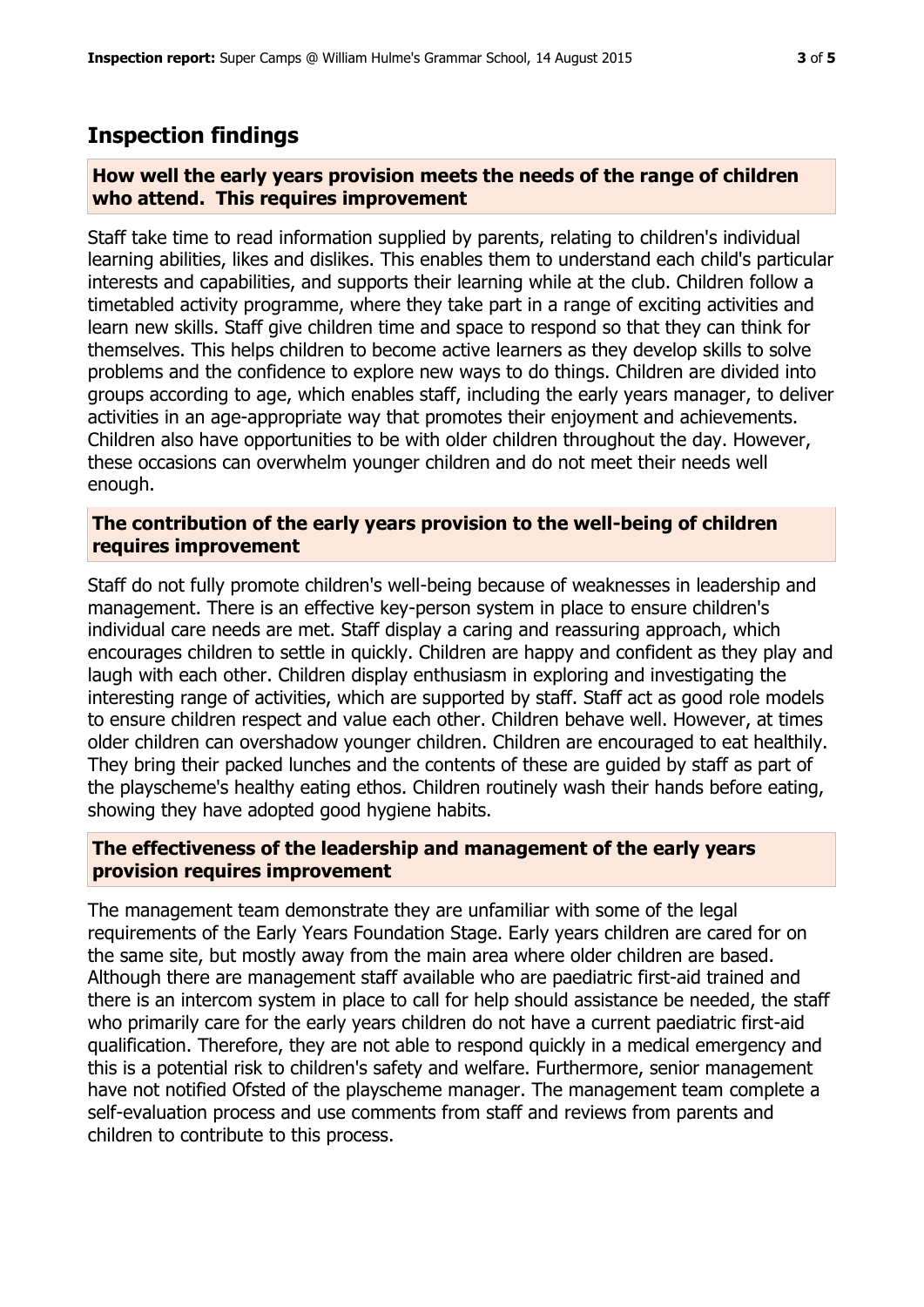## Inspection findings

**How well the early years provision meets the needs of the range of children who attend. This requires improvement**

Staff take time to read information supplied by parents, relating to children's individual learning abilities, likes and dislikes. This enables them to understand each child's particular interests and capabilities, and supports their learning while at the club. Children follow a timetabled activity programme, where they take part in a range of exciting activities and learn new skills. Staff give children time and space to respond so that they can think for themselves. This helps children to become active learners as they develop skills to solve problems and the confidence to explore new ways to do things. Children are divided into groups according to age, which enables staff, including the early years manager, to deliver activities in an age-appropriate way that promotes their enjoyment and achievements. Children also have opportunities to be with older children throughout the day. However, these occasions can overwhelm younger children and do not meet their needs well enough.

**The contribution of the early years provision to the well-being of children requires improvement**

Staff do not fully promote children's well-being because of weaknesses in leadership and management. There is an effective key-person system in place to ensure children's individual care needs are met. Staff display a caring and reassuring approach, which encourages children to settle in quickly. Children are happy and confident as they play and laugh with each other. Children display enthusiasm in exploring and investigating the interesting range of activities, which are supported by staff. Staff act as good role models to ensure children respect and value each other. Children behave well. However, at times older children can overshadow younger children. Children are encouraged to eat healthily. They bring their packed lunches and the contents of these are guided by staff as part of the playscheme's healthy eating ethos. Children routinely wash their hands before eating, showing they have adopted good hygiene habits.

**The effectiveness of the leadership and management of the early years provision requires improvement**

The management team demonstrate they are unfamiliar with some of the legal requirements of the Early Years Foundation Stage. Early years children are cared for on the same site, but mostly away from the main area where older children are based. Although there are management staff available who are paediatric first-aid trained and there is an intercom system in place to call for help should assistance be needed, the staff who primarily care for the early years children do not have a current paediatric first-aid qualification. Therefore, they are not able to respond quickly in a medical emergency and this is a potential risk to children's safety and welfare. Furthermore, senior management have not notified Ofsted of the playscheme manager. The management team complete a self-evaluation process and use comments from staff and reviews from parents and children to contribute to this process.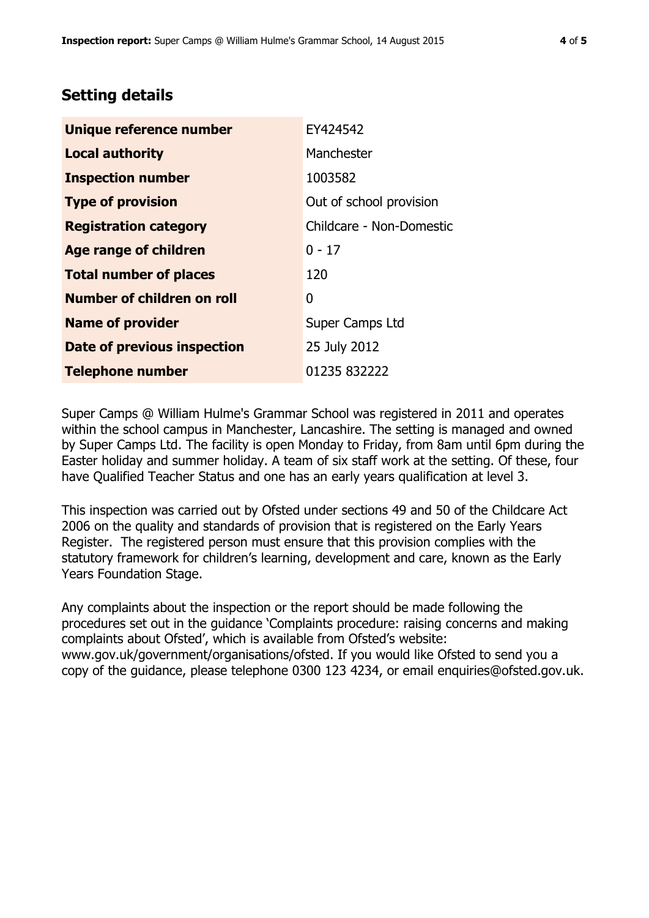## Setting details

| | |
|---|---|
| **Unique reference number** | EY424542 |
| **Local authority** | Manchester |
| **Inspection number** | 1003582 |
| **Type of provision** | Out of school provision |
| **Registration category** | Childcare - Non-Domestic |
| **Age range of children** | 0 - 17 |
| **Total number of places** | 120 |
| **Number of children on roll** | 0 |
| **Name of provider** | Super Camps Ltd |
| **Date of previous inspection** | 25 July 2012 |
| **Telephone number** | 01235 832222 |

Super Camps @ William Hulme's Grammar School was registered in 2011 and operates within the school campus in Manchester, Lancashire. The setting is managed and owned by Super Camps Ltd. The facility is open Monday to Friday, from 8am until 6pm during the Easter holiday and summer holiday. A team of six staff work at the setting. Of these, four have Qualified Teacher Status and one has an early years qualification at level 3.

This inspection was carried out by Ofsted under sections 49 and 50 of the Childcare Act 2006 on the quality and standards of provision that is registered on the Early Years Register. The registered person must ensure that this provision complies with the statutory framework for children's learning, development and care, known as the Early Years Foundation Stage.

Any complaints about the inspection or the report should be made following the procedures set out in the guidance 'Complaints procedure: raising concerns and making complaints about Ofsted', which is available from Ofsted's website: www.gov.uk/government/organisations/ofsted. If you would like Ofsted to send you a copy of the guidance, please telephone 0300 123 4234, or email enquiries@ofsted.gov.uk.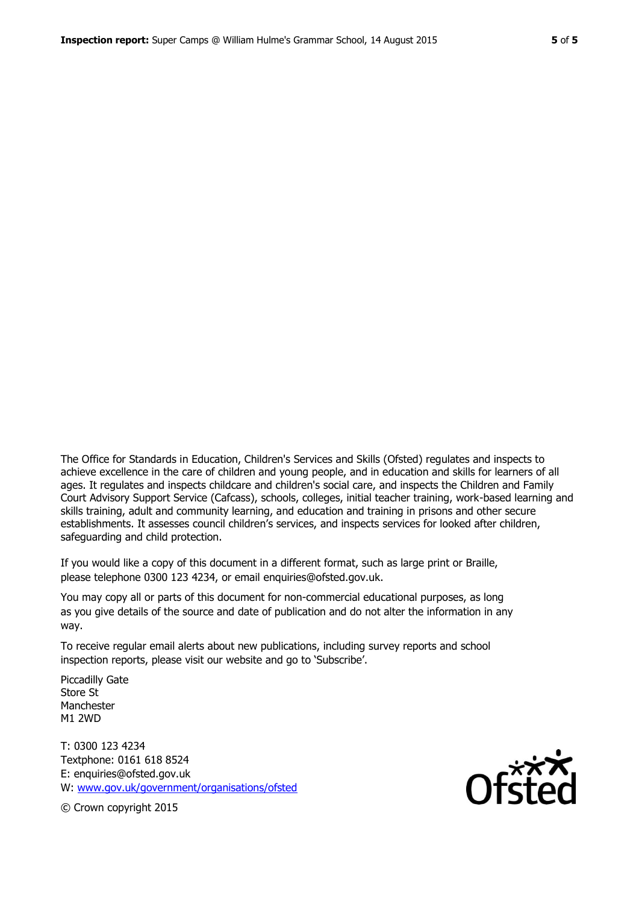The Office for Standards in Education, Children's Services and Skills (Ofsted) regulates and inspects to achieve excellence in the care of children and young people, and in education and skills for learners of all ages. It regulates and inspects childcare and children's social care, and inspects the Children and Family Court Advisory Support Service (Cafcass), schools, colleges, initial teacher training, work-based learning and skills training, adult and community learning, and education and training in prisons and other secure establishments. It assesses council children's services, and inspects services for looked after children, safeguarding and child protection.

If you would like a copy of this document in a different format, such as large print or Braille, please telephone 0300 123 4234, or email enquiries@ofsted.gov.uk.

You may copy all or parts of this document for non-commercial educational purposes, as long as you give details of the source and date of publication and do not alter the information in any way.

To receive regular email alerts about new publications, including survey reports and school inspection reports, please visit our website and go to 'Subscribe'.

Piccadilly Gate
Store St
Manchester
M1 2WD

T: 0300 123 4234
Textphone: 0161 618 8524
E: enquiries@ofsted.gov.uk
W: [www.gov.uk/government/organisations/ofsted](www.gov.uk/government/organisations/ofsted)

© Crown copyright 2015

Ofsted